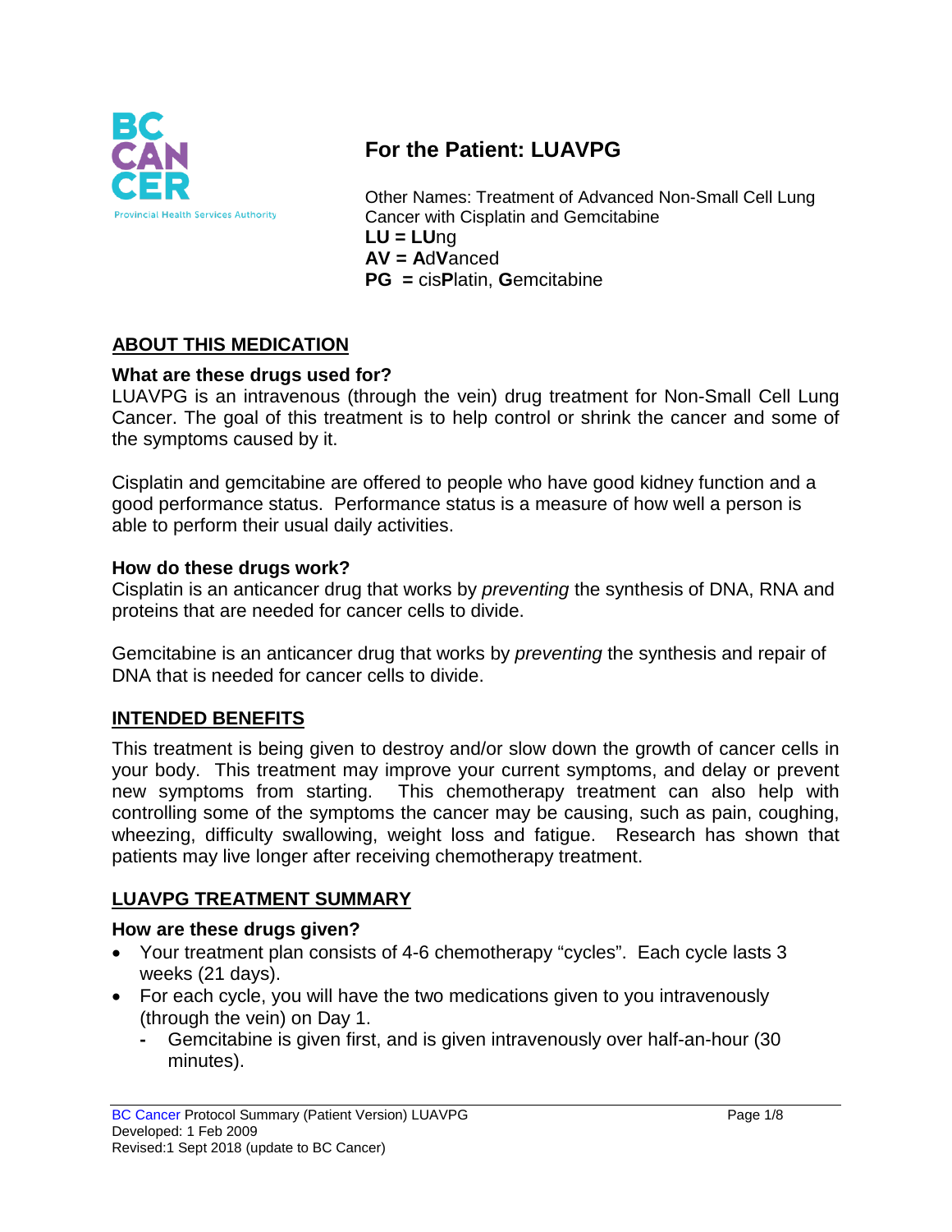# For the Patient: LUAVPG

Other Names: Treatment of Advanced Non-Small Cell Lung Cancer with Cisplatin and Gemcitabine
**LU = LU**ng
**AV = A**d**V**anced
**PG = **cis**P**latin, **G**emcitabine

## ABOUT THIS MEDICATION

### What are these drugs used for?

LUAVPG is an intravenous (through the vein) drug treatment for Non-Small Cell Lung Cancer. The goal of this treatment is to help control or shrink the cancer and some of the symptoms caused by it.

Cisplatin and gemcitabine are offered to people who have good kidney function and a good performance status. Performance status is a measure of how well a person is able to perform their usual daily activities.

### How do these drugs work?

Cisplatin is an anticancer drug that works by *preventing* the synthesis of DNA, RNA and proteins that are needed for cancer cells to divide.

Gemcitabine is an anticancer drug that works by *preventing* the synthesis and repair of DNA that is needed for cancer cells to divide.

## INTENDED BENEFITS

This treatment is being given to destroy and/or slow down the growth of cancer cells in your body. This treatment may improve your current symptoms, and delay or prevent new symptoms from starting. This chemotherapy treatment can also help with controlling some of the symptoms the cancer may be causing, such as pain, coughing, wheezing, difficulty swallowing, weight loss and fatigue. Research has shown that patients may live longer after receiving chemotherapy treatment.

## LUAVPG TREATMENT SUMMARY

### How are these drugs given?

- Your treatment plan consists of 4-6 chemotherapy "cycles". Each cycle lasts 3 weeks (21 days).
- For each cycle, you will have the two medications given to you intravenously (through the vein) on Day 1.
  - Gemcitabine is given first, and is given intravenously over half-an-hour (30 minutes).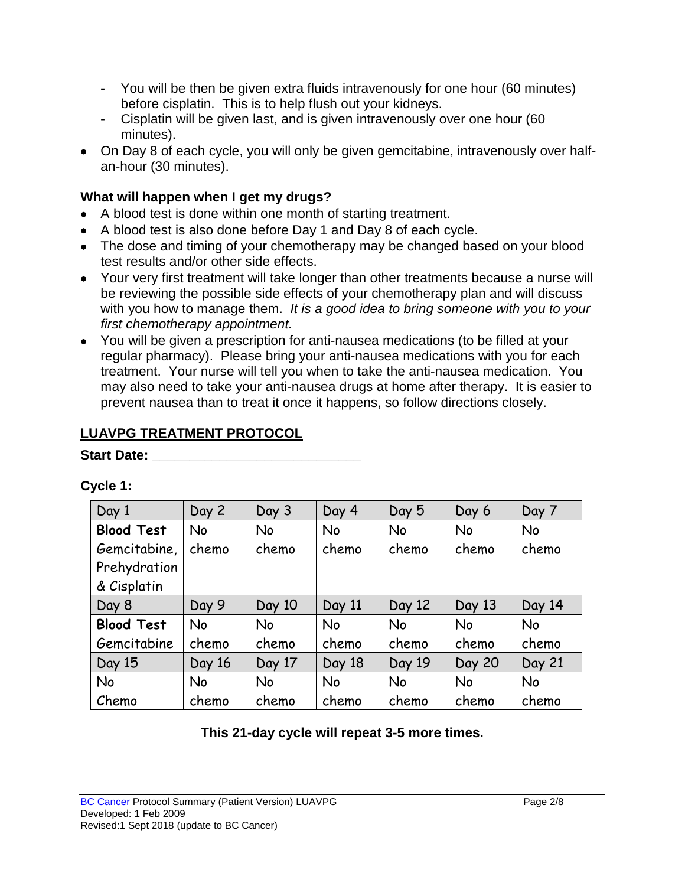- You will be then be given extra fluids intravenously for one hour (60 minutes) before cisplatin. This is to help flush out your kidneys.
  - Cisplatin will be given last, and is given intravenously over one hour (60 minutes).
- On Day 8 of each cycle, you will only be given gemcitabine, intravenously over half-an-hour (30 minutes).

**What will happen when I get my drugs?**

- A blood test is done within one month of starting treatment.
- A blood test is also done before Day 1 and Day 8 of each cycle.
- The dose and timing of your chemotherapy may be changed based on your blood test results and/or other side effects.
- Your very first treatment will take longer than other treatments because a nurse will be reviewing the possible side effects of your chemotherapy plan and will discuss with you how to manage them. *It is a good idea to bring someone with you to your first chemotherapy appointment.*
- You will be given a prescription for anti-nausea medications (to be filled at your regular pharmacy). Please bring your anti-nausea medications with you for each treatment. Your nurse will tell you when to take the anti-nausea medication. You may also need to take your anti-nausea drugs at home after therapy. It is easier to prevent nausea than to treat it once it happens, so follow directions closely.

## LUAVPG TREATMENT PROTOCOL

**Start Date: ____________________________**

**Cycle 1:**

| Day 1 | Day 2 | Day 3 | Day 4 | Day 5 | Day 6 | Day 7 |
|---|---|---|---|---|---|---|
| **Blood Test** Gemcitabine, Prehydration & Cisplatin | No chemo | No chemo | No chemo | No chemo | No chemo | No chemo |
| Day 8 | Day 9 | Day 10 | Day 11 | Day 12 | Day 13 | Day 14 |
| **Blood Test** Gemcitabine | No chemo | No chemo | No chemo | No chemo | No chemo | No chemo |
| Day 15 | Day 16 | Day 17 | Day 18 | Day 19 | Day 20 | Day 21 |
| No Chemo | No chemo | No chemo | No chemo | No chemo | No chemo | No chemo |

**This 21-day cycle will repeat 3-5 more times.**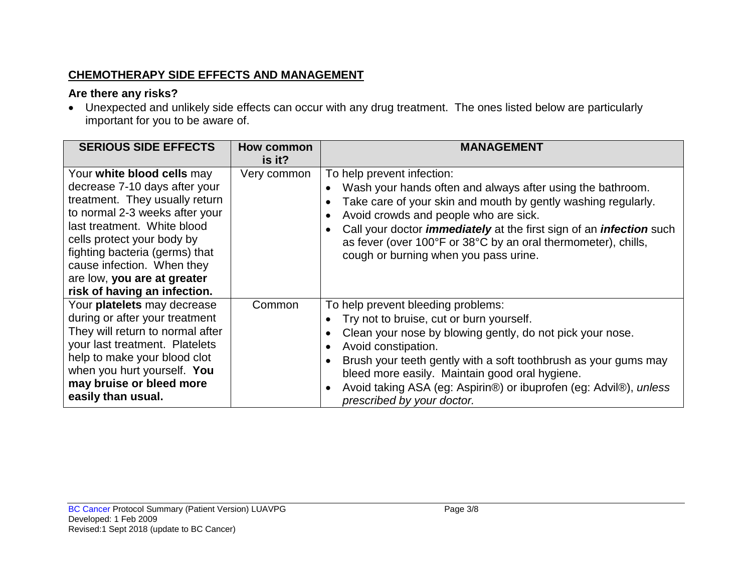## CHEMOTHERAPY SIDE EFFECTS AND MANAGEMENT

### Are there any risks?

- Unexpected and unlikely side effects can occur with any drug treatment. The ones listed below are particularly important for you to be aware of.

| SERIOUS SIDE EFFECTS | How common is it? | MANAGEMENT |
| --- | --- | --- |
| Your **white blood cells** may decrease 7-10 days after your treatment. They usually return to normal 2-3 weeks after your last treatment. White blood cells protect your body by fighting bacteria (germs) that cause infection. When they are low, **you are at greater risk of having an infection.** | Very common | To help prevent infection:<br>• Wash your hands often and always after using the bathroom.<br>• Take care of your skin and mouth by gently washing regularly.<br>• Avoid crowds and people who are sick.<br>• Call your doctor ***immediately*** at the first sign of an ***infection*** such as fever (over 100°F or 38°C by an oral thermometer), chills, cough or burning when you pass urine. |
| Your **platelets** may decrease during or after your treatment They will return to normal after your last treatment. Platelets help to make your blood clot when you hurt yourself. **You may bruise or bleed more easily than usual.** | Common | To help prevent bleeding problems:<br>• Try not to bruise, cut or burn yourself.<br>• Clean your nose by blowing gently, do not pick your nose.<br>• Avoid constipation.<br>• Brush your teeth gently with a soft toothbrush as your gums may bleed more easily. Maintain good oral hygiene.<br>• Avoid taking ASA (eg: Aspirin®) or ibuprofen (eg: Advil®), *unless prescribed by your doctor.* |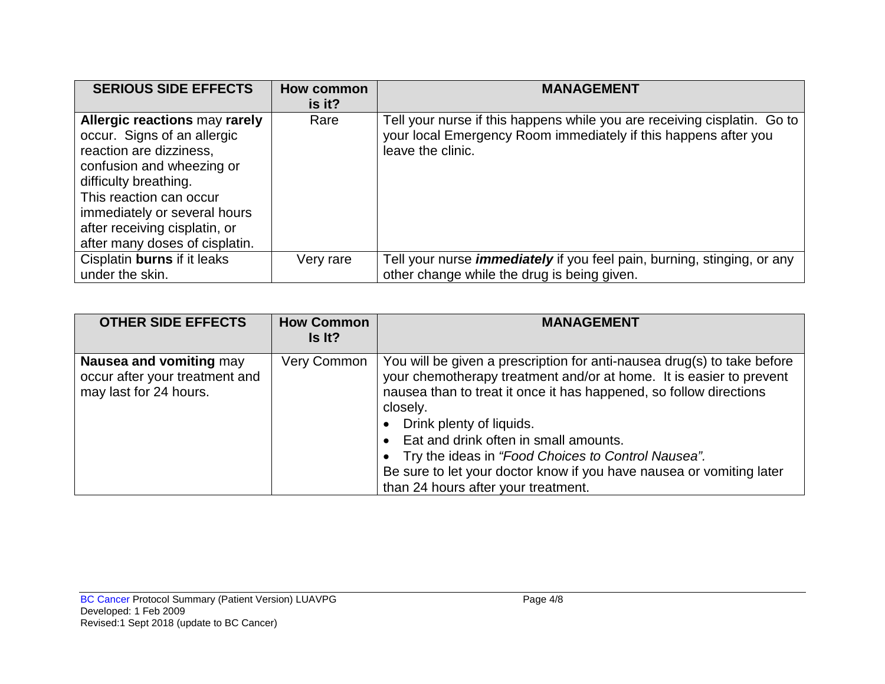| SERIOUS SIDE EFFECTS | How common is it? | MANAGEMENT |
|---|---|---|
| **Allergic reactions** may **rarely** occur. Signs of an allergic reaction are dizziness, confusion and wheezing or difficulty breathing. This reaction can occur immediately or several hours after receiving cisplatin, or after many doses of cisplatin. | Rare | Tell your nurse if this happens while you are receiving cisplatin. Go to your local Emergency Room immediately if this happens after you leave the clinic. |
| Cisplatin **burns** if it leaks under the skin. | Very rare | Tell your nurse ***immediately*** if you feel pain, burning, stinging, or any other change while the drug is being given. |

| OTHER SIDE EFFECTS | How Common Is It? | MANAGEMENT |
|---|---|---|
| **Nausea and vomiting** may occur after your treatment and may last for 24 hours. | Very Common | You will be given a prescription for anti-nausea drug(s) to take before your chemotherapy treatment and/or at home. It is easier to prevent nausea than to treat it once it has happened, so follow directions closely.<br>• Drink plenty of liquids.<br>• Eat and drink often in small amounts.<br>• Try the ideas in *"Food Choices to Control Nausea".*<br>Be sure to let your doctor know if you have nausea or vomiting later than 24 hours after your treatment. |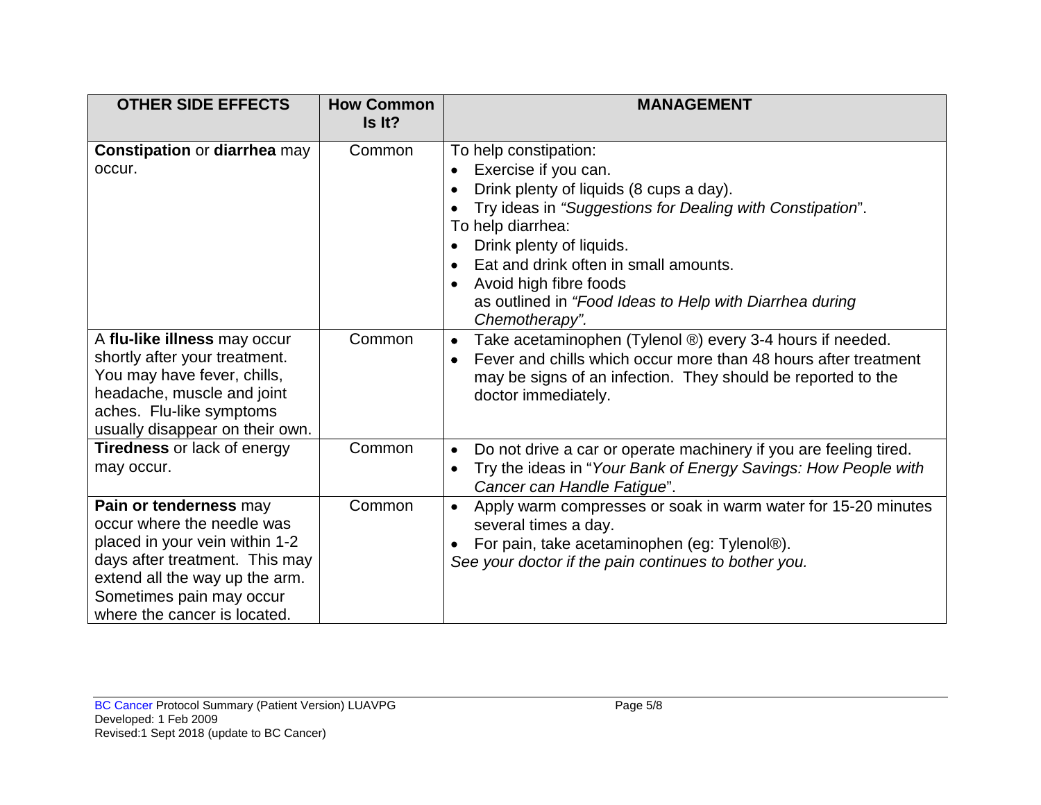| OTHER SIDE EFFECTS | How Common Is It? | MANAGEMENT |
|---|---|---|
| **Constipation** or **diarrhea** may occur. | Common | To help constipation:<br>• Exercise if you can.<br>• Drink plenty of liquids (8 cups a day).<br>• Try ideas in *"Suggestions for Dealing with Constipation*".<br>To help diarrhea:<br>• Drink plenty of liquids.<br>• Eat and drink often in small amounts.<br>• Avoid high fibre foods as outlined in *"Food Ideas to Help with Diarrhea during Chemotherapy"*. |
| A **flu-like illness** may occur shortly after your treatment. You may have fever, chills, headache, muscle and joint aches. Flu-like symptoms usually disappear on their own. | Common | • Take acetaminophen (Tylenol ®) every 3-4 hours if needed.<br>• Fever and chills which occur more than 48 hours after treatment may be signs of an infection. They should be reported to the doctor immediately. |
| **Tiredness** or lack of energy may occur. | Common | • Do not drive a car or operate machinery if you are feeling tired.<br>• Try the ideas in "*Your Bank of Energy Savings: How People with Cancer can Handle Fatigue*". |
| **Pain or tenderness** may occur where the needle was placed in your vein within 1-2 days after treatment. This may extend all the way up the arm. Sometimes pain may occur where the cancer is located. | Common | • Apply warm compresses or soak in warm water for 15-20 minutes several times a day.<br>• For pain, take acetaminophen (eg: Tylenol®).<br>*See your doctor if the pain continues to bother you.* |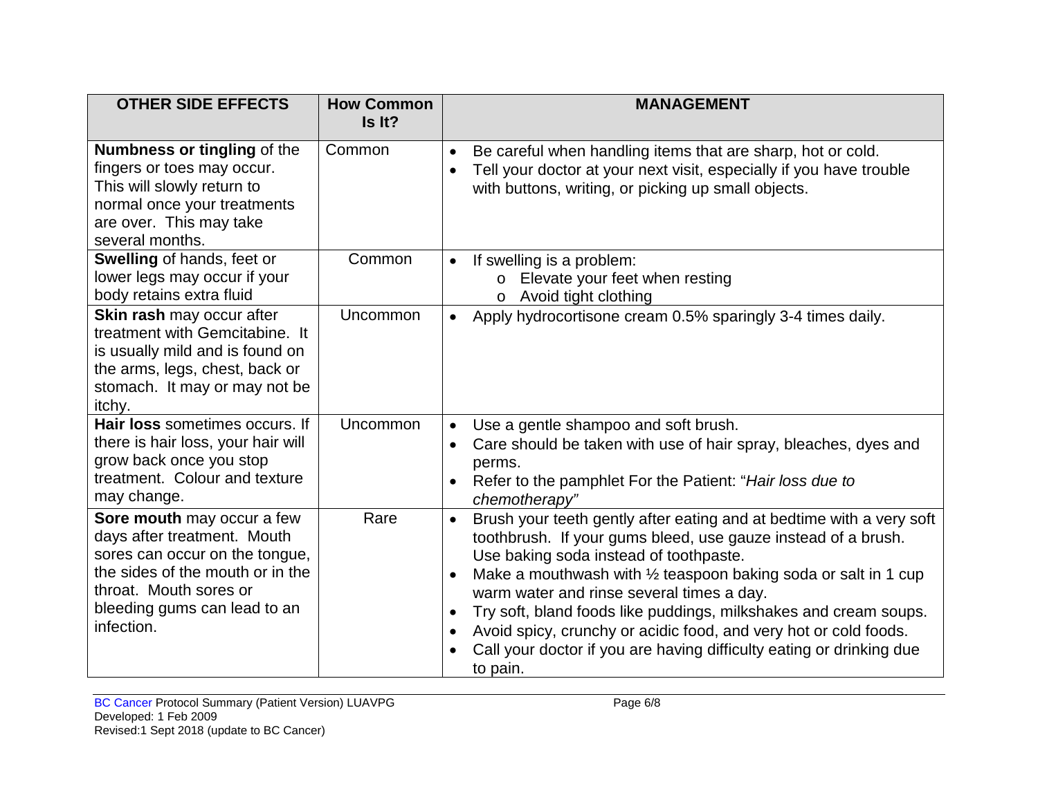| OTHER SIDE EFFECTS | How Common Is It? | MANAGEMENT |
|---|---|---|
| **Numbness or tingling** of the fingers or toes may occur. This will slowly return to normal once your treatments are over. This may take several months. | Common | • Be careful when handling items that are sharp, hot or cold.<br>• Tell your doctor at your next visit, especially if you have trouble with buttons, writing, or picking up small objects. |
| **Swelling** of hands, feet or lower legs may occur if your body retains extra fluid | Common | • If swelling is a problem:<br>  o Elevate your feet when resting<br>  o Avoid tight clothing |
| **Skin rash** may occur after treatment with Gemcitabine. It is usually mild and is found on the arms, legs, chest, back or stomach. It may or may not be itchy. | Uncommon | • Apply hydrocortisone cream 0.5% sparingly 3-4 times daily. |
| **Hair loss** sometimes occurs. If there is hair loss, your hair will grow back once you stop treatment. Colour and texture may change. | Uncommon | • Use a gentle shampoo and soft brush.<br>• Care should be taken with use of hair spray, bleaches, dyes and perms.<br>• Refer to the pamphlet For the Patient: "*Hair loss due to chemotherapy*" |
| **Sore mouth** may occur a few days after treatment. Mouth sores can occur on the tongue, the sides of the mouth or in the throat. Mouth sores or bleeding gums can lead to an infection. | Rare | • Brush your teeth gently after eating and at bedtime with a very soft toothbrush. If your gums bleed, use gauze instead of a brush. Use baking soda instead of toothpaste.<br>• Make a mouthwash with ½ teaspoon baking soda or salt in 1 cup warm water and rinse several times a day.<br>• Try soft, bland foods like puddings, milkshakes and cream soups.<br>• Avoid spicy, crunchy or acidic food, and very hot or cold foods.<br>• Call your doctor if you are having difficulty eating or drinking due to pain. |

BC Cancer Protocol Summary (Patient Version) LUAVPG
Developed: 1 Feb 2009
Revised:1 Sept 2018 (update to BC Cancer)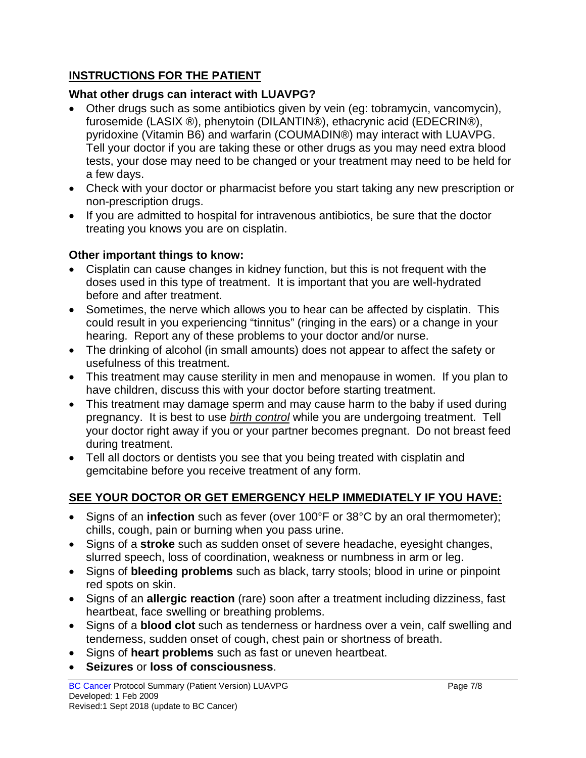## INSTRUCTIONS FOR THE PATIENT

### What other drugs can interact with LUAVPG?

- Other drugs such as some antibiotics given by vein (eg: tobramycin, vancomycin), furosemide (LASIX ®), phenytoin (DILANTIN®), ethacrynic acid (EDECRIN®), pyridoxine (Vitamin B6) and warfarin (COUMADIN®) may interact with LUAVPG. Tell your doctor if you are taking these or other drugs as you may need extra blood tests, your dose may need to be changed or your treatment may need to be held for a few days.
- Check with your doctor or pharmacist before you start taking any new prescription or non-prescription drugs.
- If you are admitted to hospital for intravenous antibiotics, be sure that the doctor treating you knows you are on cisplatin.

### Other important things to know:

- Cisplatin can cause changes in kidney function, but this is not frequent with the doses used in this type of treatment. It is important that you are well-hydrated before and after treatment.
- Sometimes, the nerve which allows you to hear can be affected by cisplatin. This could result in you experiencing "tinnitus" (ringing in the ears) or a change in your hearing. Report any of these problems to your doctor and/or nurse.
- The drinking of alcohol (in small amounts) does not appear to affect the safety or usefulness of this treatment.
- This treatment may cause sterility in men and menopause in women. If you plan to have children, discuss this with your doctor before starting treatment.
- This treatment may damage sperm and may cause harm to the baby if used during pregnancy. It is best to use *birth control* while you are undergoing treatment. Tell your doctor right away if you or your partner becomes pregnant. Do not breast feed during treatment.
- Tell all doctors or dentists you see that you being treated with cisplatin and gemcitabine before you receive treatment of any form.

## SEE YOUR DOCTOR OR GET EMERGENCY HELP IMMEDIATELY IF YOU HAVE:

- Signs of an **infection** such as fever (over 100°F or 38°C by an oral thermometer); chills, cough, pain or burning when you pass urine.
- Signs of a **stroke** such as sudden onset of severe headache, eyesight changes, slurred speech, loss of coordination, weakness or numbness in arm or leg.
- Signs of **bleeding problems** such as black, tarry stools; blood in urine or pinpoint red spots on skin.
- Signs of an **allergic reaction** (rare) soon after a treatment including dizziness, fast heartbeat, face swelling or breathing problems.
- Signs of a **blood clot** such as tenderness or hardness over a vein, calf swelling and tenderness, sudden onset of cough, chest pain or shortness of breath.
- Signs of **heart problems** such as fast or uneven heartbeat.
- **Seizures** or **loss of consciousness**.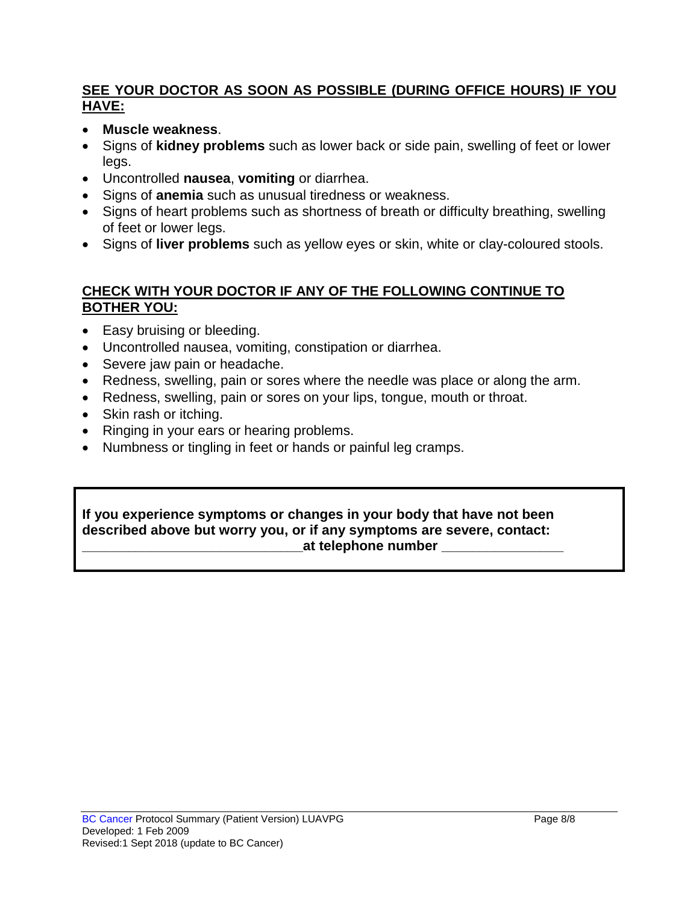## SEE YOUR DOCTOR AS SOON AS POSSIBLE (DURING OFFICE HOURS) IF YOU HAVE:

- **Muscle weakness**.
- Signs of **kidney problems** such as lower back or side pain, swelling of feet or lower legs.
- Uncontrolled **nausea**, **vomiting** or diarrhea.
- Signs of **anemia** such as unusual tiredness or weakness.
- Signs of heart problems such as shortness of breath or difficulty breathing, swelling of feet or lower legs.
- Signs of **liver problems** such as yellow eyes or skin, white or clay-coloured stools.

## CHECK WITH YOUR DOCTOR IF ANY OF THE FOLLOWING CONTINUE TO BOTHER YOU:

- Easy bruising or bleeding.
- Uncontrolled nausea, vomiting, constipation or diarrhea.
- Severe jaw pain or headache.
- Redness, swelling, pain or sores where the needle was place or along the arm.
- Redness, swelling, pain or sores on your lips, tongue, mouth or throat.
- Skin rash or itching.
- Ringing in your ears or hearing problems.
- Numbness or tingling in feet or hands or painful leg cramps.

**If you experience symptoms or changes in your body that have not been described above but worry you, or if any symptoms are severe, contact: ______________________________ at telephone number ________________**